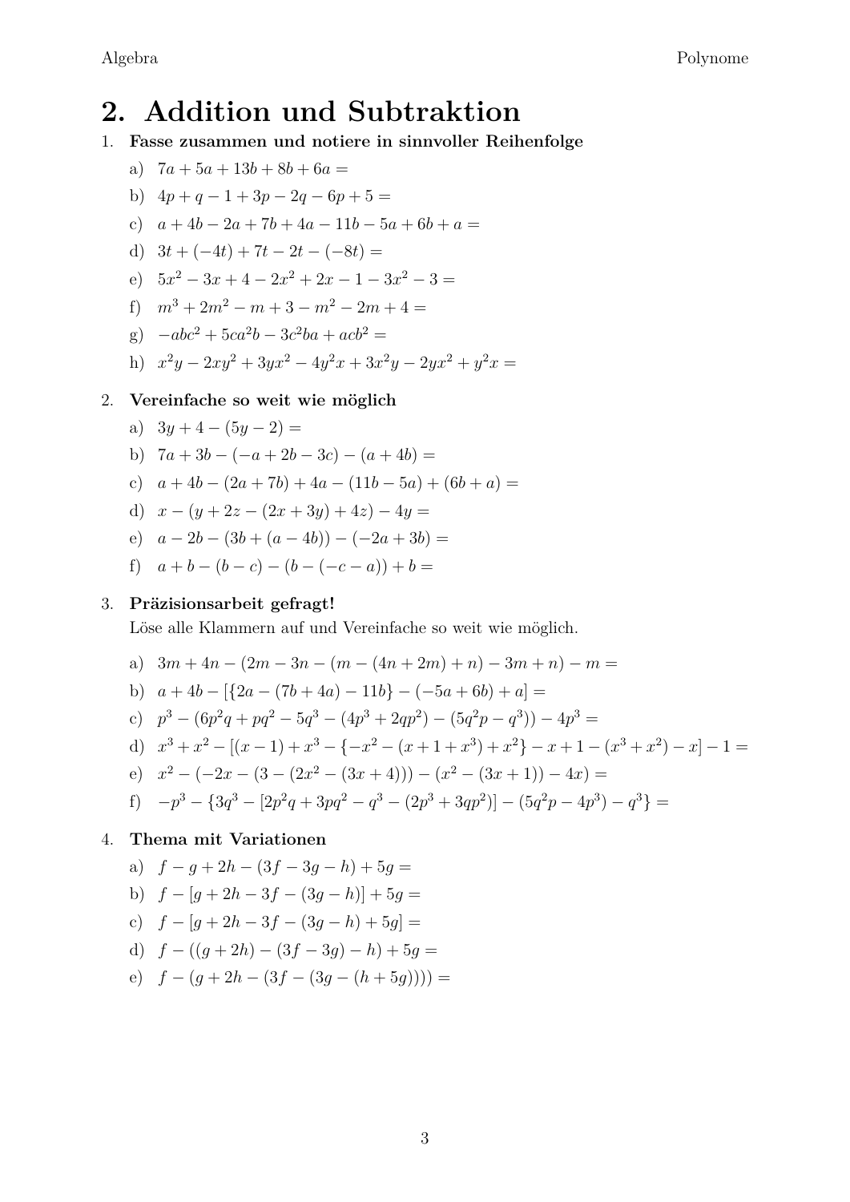# 2. Addition und Subtraktion

1. **Fasse zusammen und notiere in sinnvoller Reihenfolge**

   a) $7a + 5a + 13b + 8b + 6a =$

   b) $4p + q - 1 + 3p - 2q - 6p + 5 =$

   c) $a + 4b - 2a + 7b + 4a - 11b - 5a + 6b + a =$

   d) $3t + (-4t) + 7t - 2t - (-8t) =$

   e) $5x^2 - 3x + 4 - 2x^2 + 2x - 1 - 3x^2 - 3 =$

   f) $m^3 + 2m^2 - m + 3 - m^2 - 2m + 4 =$

   g) $-abc^2 + 5ca^2b - 3c^2ba + acb^2 =$

   h) $x^2y - 2xy^2 + 3yx^2 - 4y^2x + 3x^2y - 2yx^2 + y^2x =$

2. **Vereinfache so weit wie möglich**

   a) $3y + 4 - (5y - 2) =$

   b) $7a + 3b - (-a + 2b - 3c) - (a + 4b) =$

   c) $a + 4b - (2a + 7b) + 4a - (11b - 5a) + (6b + a) =$

   d) $x - (y + 2z - (2x + 3y) + 4z) - 4y =$

   e) $a - 2b - (3b + (a - 4b)) - (-2a + 3b) =$

   f) $a + b - (b - c) - (b - (-c - a)) + b =$

3. **Präzisionsarbeit gefragt!**
   Löse alle Klammern auf und Vereinfache so weit wie möglich.

   a) $3m + 4n - (2m - 3n - (m - (4n + 2m) + n) - 3m + n) - m =$

   b) $a + 4b - [\{2a - (7b + 4a) - 11b\} - (-5a + 6b) + a] =$

   c) $p^3 - (6p^2q + pq^2 - 5q^3 - (4p^3 + 2qp^2) - (5q^2p - q^3)) - 4p^3 =$

   d) $x^3 + x^2 - [(x - 1) + x^3 - \{-x^2 - (x + 1 + x^3) + x^2\} - x + 1 - (x^3 + x^2) - x] - 1 =$

   e) $x^2 - (-2x - (3 - (2x^2 - (3x + 4))) - (x^2 - (3x + 1)) - 4x) =$

   f) $-p^3 - \{3q^3 - [2p^2q + 3pq^2 - q^3 - (2p^3 + 3qp^2)] - (5q^2p - 4p^3) - q^3\} =$

4. **Thema mit Variationen**

   a) $f - g + 2h - (3f - 3g - h) + 5g =$

   b) $f - [g + 2h - 3f - (3g - h)] + 5g =$

   c) $f - [g + 2h - 3f - (3g - h) + 5g] =$

   d) $f - ((g + 2h) - (3f - 3g) - h) + 5g =$

   e) $f - (g + 2h - (3f - (3g - (h + 5g)))) =$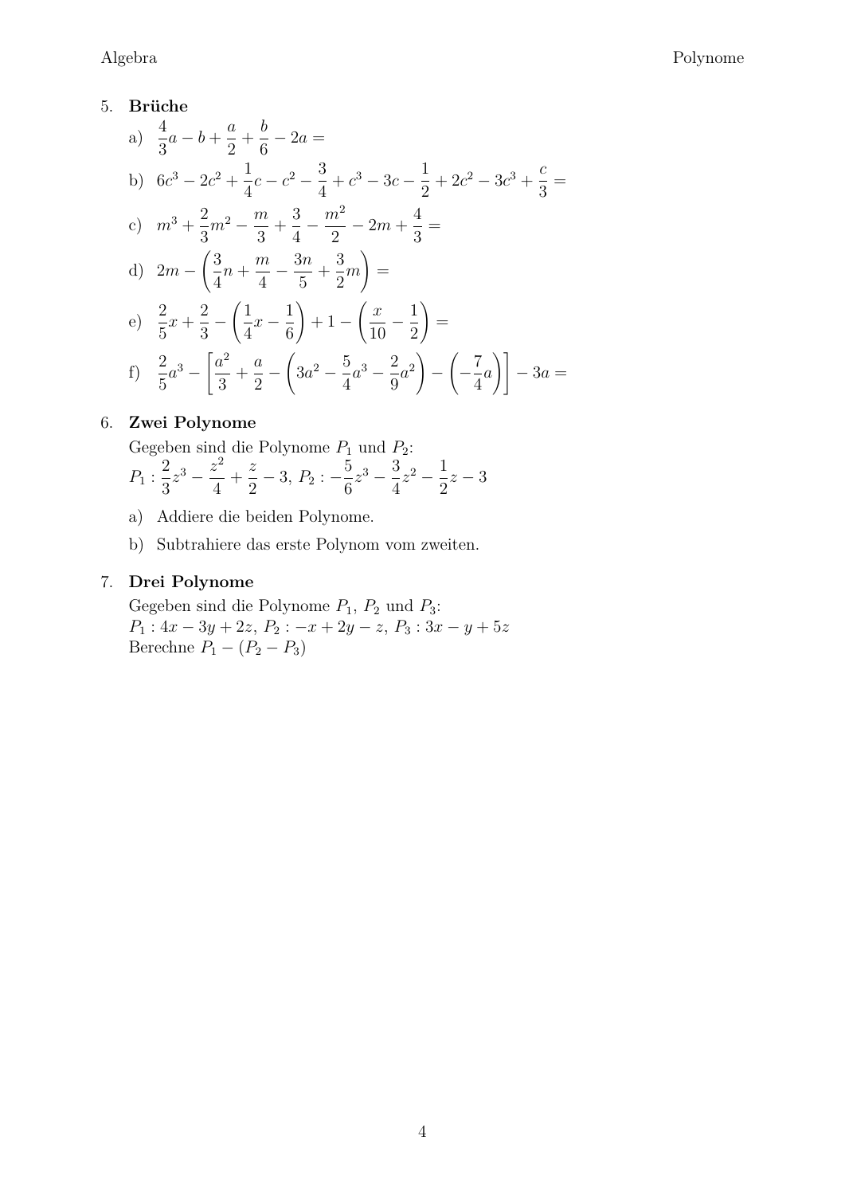5. **Brüche**

   a) $\frac{4}{3}a - b + \frac{a}{2} + \frac{b}{6} - 2a =$

   b) $6c^3 - 2c^2 + \frac{1}{4}c - c^2 - \frac{3}{4} + c^3 - 3c - \frac{1}{2} + 2c^2 - 3c^3 + \frac{c}{3} =$

   c) $m^3 + \frac{2}{3}m^2 - \frac{m}{3} + \frac{3}{4} - \frac{m^2}{2} - 2m + \frac{4}{3} =$

   d) $2m - \left(\frac{3}{4}n + \frac{m}{4} - \frac{3n}{5} + \frac{3}{2}m\right) =$

   e) $\frac{2}{5}x + \frac{2}{3} - \left(\frac{1}{4}x - \frac{1}{6}\right) + 1 - \left(\frac{x}{10} - \frac{1}{2}\right) =$

   f) $\frac{2}{5}a^3 - \left[\frac{a^2}{3} + \frac{a}{2} - \left(3a^2 - \frac{5}{4}a^3 - \frac{2}{9}a^2\right) - \left(-\frac{7}{4}a\right)\right] - 3a =$

6. **Zwei Polynome**

   Gegeben sind die Polynome $P_1$ und $P_2$:
   $P_1 : \frac{2}{3}z^3 - \frac{z^2}{4} + \frac{z}{2} - 3,\ P_2 : -\frac{5}{6}z^3 - \frac{3}{4}z^2 - \frac{1}{2}z - 3$

   a) Addiere die beiden Polynome.

   b) Subtrahiere das erste Polynom vom zweiten.

7. **Drei Polynome**

   Gegeben sind die Polynome $P_1$, $P_2$ und $P_3$:
   $P_1 : 4x - 3y + 2z,\ P_2 : -x + 2y - z,\ P_3 : 3x - y + 5z$
   Berechne $P_1 - (P_2 - P_3)$